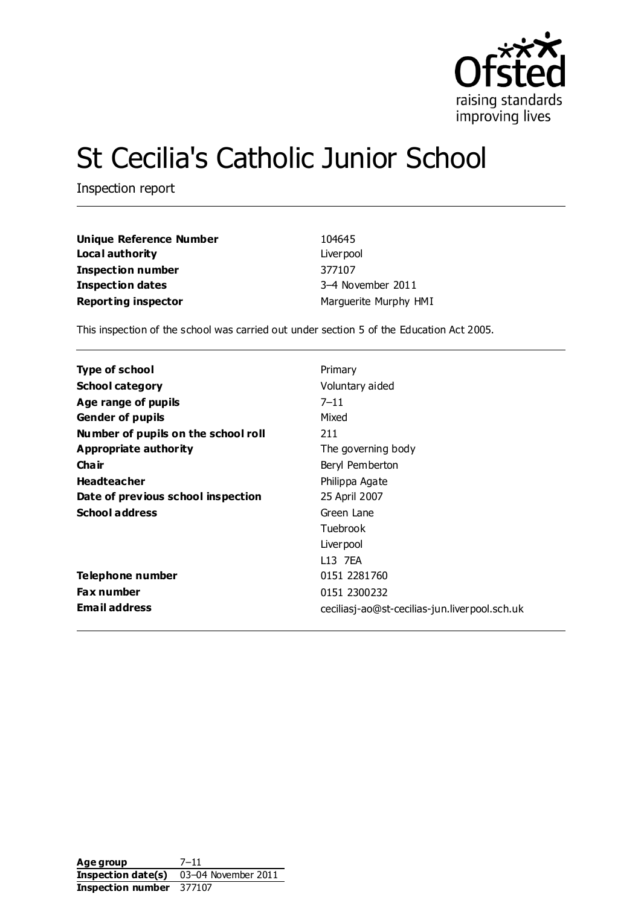# St Cecilia's Catholic Junior School

Inspection report

| | |
|---|---|
| **Unique Reference Number** | 104645 |
| **Local authority** | Liverpool |
| **Inspection number** | 377107 |
| **Inspection dates** | 3–4 November 2011 |
| **Reporting inspector** | Marguerite Murphy HMI |

This inspection of the school was carried out under section 5 of the Education Act 2005.

| | |
|---|---|
| **Type of school** | Primary |
| **School category** | Voluntary aided |
| **Age range of pupils** | 7–11 |
| **Gender of pupils** | Mixed |
| **Number of pupils on the school roll** | 211 |
| **Appropriate authority** | The governing body |
| **Chair** | Beryl Pemberton |
| **Headteacher** | Philippa Agate |
| **Date of previous school inspection** | 25 April 2007 |
| **School address** | Green Lane<br>Tuebrook<br>Liverpool<br>L13 7EA |
| **Telephone number** | 0151 2281760 |
| **Fax number** | 0151 2300232 |
| **Email address** | ceciliasj-ao@st-cecilias-jun.liverpool.sch.uk |

| | |
|---|---|
| **Age group** | 7–11 |
| **Inspection date(s)** | 03–04 November 2011 |
| **Inspection number** | 377107 |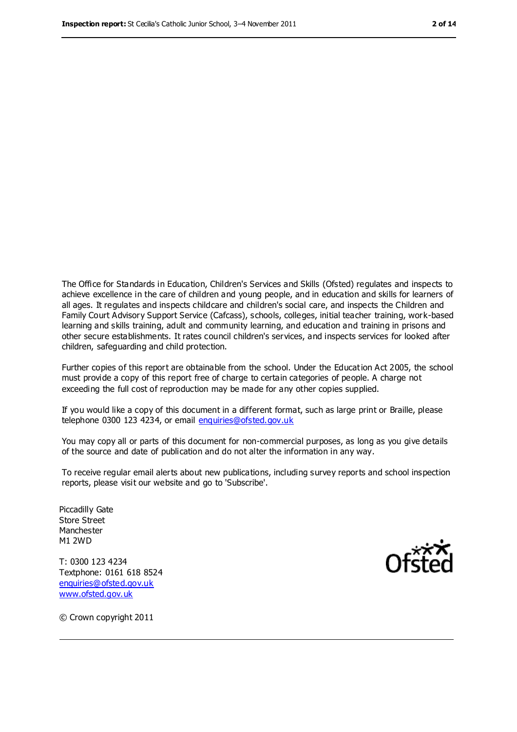The Office for Standards in Education, Children's Services and Skills (Ofsted) regulates and inspects to achieve excellence in the care of children and young people, and in education and skills for learners of all ages. It regulates and inspects childcare and children's social care, and inspects the Children and Family Court Advisory Support Service (Cafcass), schools, colleges, initial teacher training, work-based learning and skills training, adult and community learning, and education and training in prisons and other secure establishments. It rates council children's services, and inspects services for looked after children, safeguarding and child protection.

Further copies of this report are obtainable from the school. Under the Education Act 2005, the school must provide a copy of this report free of charge to certain categories of people. A charge not exceeding the full cost of reproduction may be made for any other copies supplied.

If you would like a copy of this document in a different format, such as large print or Braille, please telephone 0300 123 4234, or email enquiries@ofsted.gov.uk

You may copy all or parts of this document for non-commercial purposes, as long as you give details of the source and date of publication and do not alter the information in any way.

To receive regular email alerts about new publications, including survey reports and school inspection reports, please visit our website and go to 'Subscribe'.

Piccadilly Gate
Store Street
Manchester
M1 2WD

T: 0300 123 4234
Textphone: 0161 618 8524
enquiries@ofsted.gov.uk
www.ofsted.gov.uk

Ofsted

© Crown copyright 2011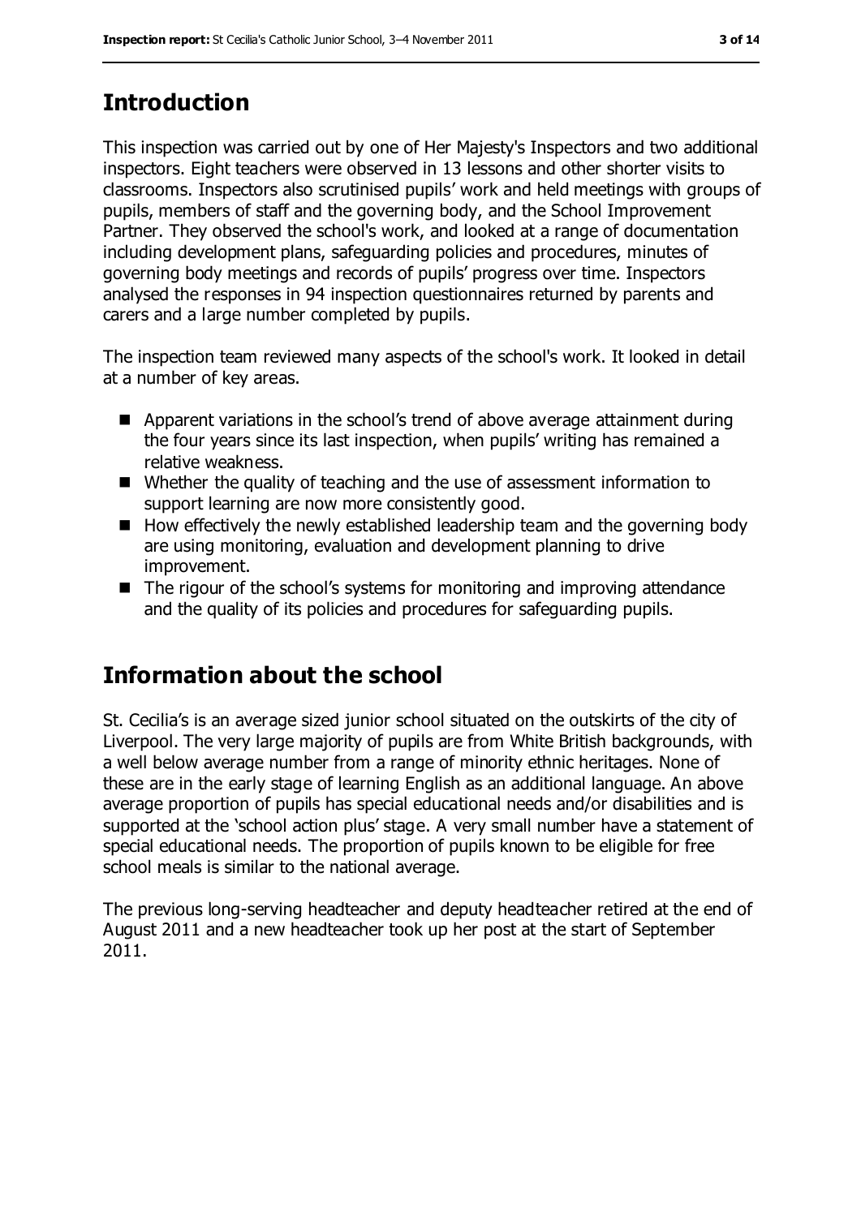## Introduction

This inspection was carried out by one of Her Majesty's Inspectors and two additional inspectors. Eight teachers were observed in 13 lessons and other shorter visits to classrooms. Inspectors also scrutinised pupils' work and held meetings with groups of pupils, members of staff and the governing body, and the School Improvement Partner. They observed the school's work, and looked at a range of documentation including development plans, safeguarding policies and procedures, minutes of governing body meetings and records of pupils' progress over time. Inspectors analysed the responses in 94 inspection questionnaires returned by parents and carers and a large number completed by pupils.

The inspection team reviewed many aspects of the school's work. It looked in detail at a number of key areas.

- Apparent variations in the school's trend of above average attainment during the four years since its last inspection, when pupils' writing has remained a relative weakness.
- Whether the quality of teaching and the use of assessment information to support learning are now more consistently good.
- How effectively the newly established leadership team and the governing body are using monitoring, evaluation and development planning to drive improvement.
- The rigour of the school's systems for monitoring and improving attendance and the quality of its policies and procedures for safeguarding pupils.

## Information about the school

St. Cecilia's is an average sized junior school situated on the outskirts of the city of Liverpool. The very large majority of pupils are from White British backgrounds, with a well below average number from a range of minority ethnic heritages. None of these are in the early stage of learning English as an additional language. An above average proportion of pupils has special educational needs and/or disabilities and is supported at the 'school action plus' stage. A very small number have a statement of special educational needs. The proportion of pupils known to be eligible for free school meals is similar to the national average.

The previous long-serving headteacher and deputy headteacher retired at the end of August 2011 and a new headteacher took up her post at the start of September 2011.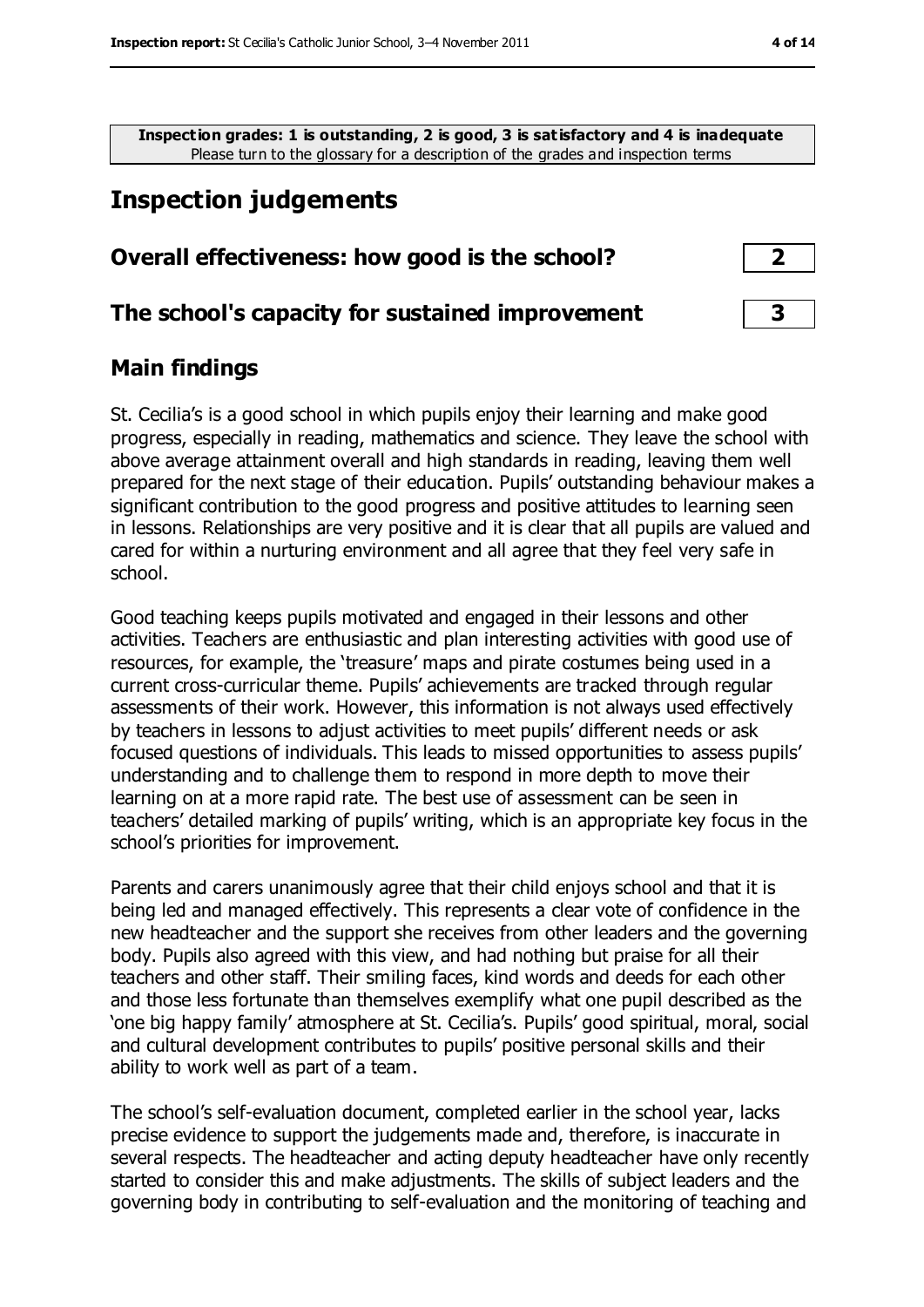**Inspection grades: 1 is outstanding, 2 is good, 3 is satisfactory and 4 is inadequate**
Please turn to the glossary for a description of the grades and inspection terms

## Inspection judgements

| | |
|---|---|
| **Overall effectiveness: how good is the school?** | **2** |
| **The school's capacity for sustained improvement** | **3** |

### Main findings

St. Cecilia's is a good school in which pupils enjoy their learning and make good progress, especially in reading, mathematics and science. They leave the school with above average attainment overall and high standards in reading, leaving them well prepared for the next stage of their education. Pupils' outstanding behaviour makes a significant contribution to the good progress and positive attitudes to learning seen in lessons. Relationships are very positive and it is clear that all pupils are valued and cared for within a nurturing environment and all agree that they feel very safe in school.

Good teaching keeps pupils motivated and engaged in their lessons and other activities. Teachers are enthusiastic and plan interesting activities with good use of resources, for example, the 'treasure' maps and pirate costumes being used in a current cross-curricular theme. Pupils' achievements are tracked through regular assessments of their work. However, this information is not always used effectively by teachers in lessons to adjust activities to meet pupils' different needs or ask focused questions of individuals. This leads to missed opportunities to assess pupils' understanding and to challenge them to respond in more depth to move their learning on at a more rapid rate. The best use of assessment can be seen in teachers' detailed marking of pupils' writing, which is an appropriate key focus in the school's priorities for improvement.

Parents and carers unanimously agree that their child enjoys school and that it is being led and managed effectively. This represents a clear vote of confidence in the new headteacher and the support she receives from other leaders and the governing body. Pupils also agreed with this view, and had nothing but praise for all their teachers and other staff. Their smiling faces, kind words and deeds for each other and those less fortunate than themselves exemplify what one pupil described as the 'one big happy family' atmosphere at St. Cecilia's. Pupils' good spiritual, moral, social and cultural development contributes to pupils' positive personal skills and their ability to work well as part of a team.

The school's self-evaluation document, completed earlier in the school year, lacks precise evidence to support the judgements made and, therefore, is inaccurate in several respects. The headteacher and acting deputy headteacher have only recently started to consider this and make adjustments. The skills of subject leaders and the governing body in contributing to self-evaluation and the monitoring of teaching and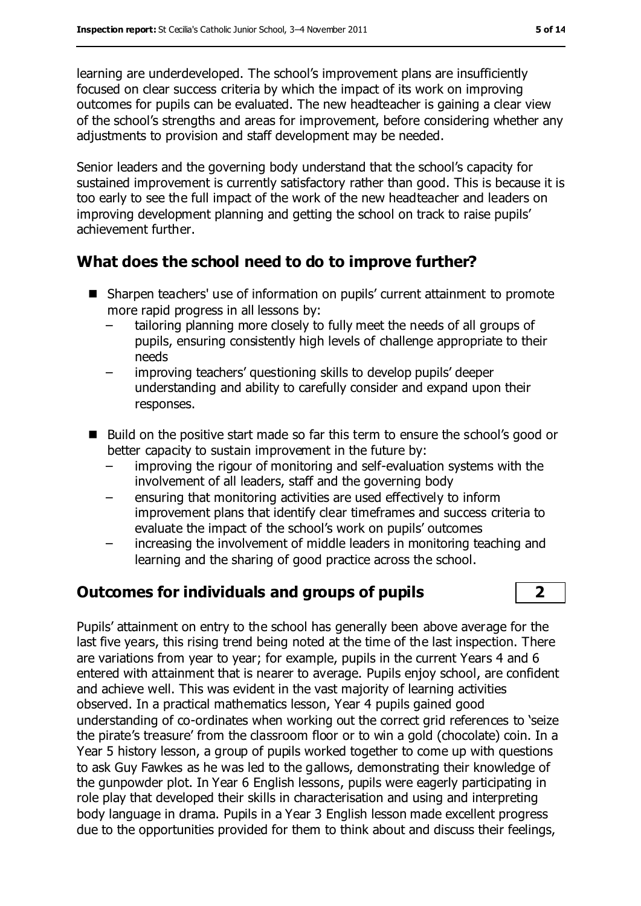learning are underdeveloped. The school's improvement plans are insufficiently focused on clear success criteria by which the impact of its work on improving outcomes for pupils can be evaluated. The new headteacher is gaining a clear view of the school's strengths and areas for improvement, before considering whether any adjustments to provision and staff development may be needed.

Senior leaders and the governing body understand that the school's capacity for sustained improvement is currently satisfactory rather than good. This is because it is too early to see the full impact of the work of the new headteacher and leaders on improving development planning and getting the school on track to raise pupils' achievement further.

## What does the school need to do to improve further?

- Sharpen teachers' use of information on pupils' current attainment to promote more rapid progress in all lessons by:
  - tailoring planning more closely to fully meet the needs of all groups of pupils, ensuring consistently high levels of challenge appropriate to their needs
  - improving teachers' questioning skills to develop pupils' deeper understanding and ability to carefully consider and expand upon their responses.
- Build on the positive start made so far this term to ensure the school's good or better capacity to sustain improvement in the future by:
  - improving the rigour of monitoring and self-evaluation systems with the involvement of all leaders, staff and the governing body
  - ensuring that monitoring activities are used effectively to inform improvement plans that identify clear timeframes and success criteria to evaluate the impact of the school's work on pupils' outcomes
  - increasing the involvement of middle leaders in monitoring teaching and learning and the sharing of good practice across the school.

## Outcomes for individuals and groups of pupils **2**

Pupils' attainment on entry to the school has generally been above average for the last five years, this rising trend being noted at the time of the last inspection. There are variations from year to year; for example, pupils in the current Years 4 and 6 entered with attainment that is nearer to average. Pupils enjoy school, are confident and achieve well. This was evident in the vast majority of learning activities observed. In a practical mathematics lesson, Year 4 pupils gained good understanding of co-ordinates when working out the correct grid references to 'seize the pirate's treasure' from the classroom floor or to win a gold (chocolate) coin. In a Year 5 history lesson, a group of pupils worked together to come up with questions to ask Guy Fawkes as he was led to the gallows, demonstrating their knowledge of the gunpowder plot. In Year 6 English lessons, pupils were eagerly participating in role play that developed their skills in characterisation and using and interpreting body language in drama. Pupils in a Year 3 English lesson made excellent progress due to the opportunities provided for them to think about and discuss their feelings,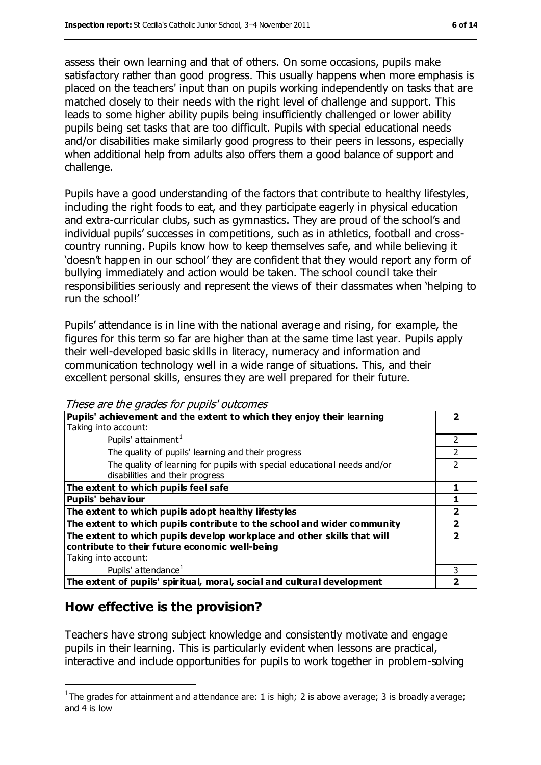assess their own learning and that of others. On some occasions, pupils make satisfactory rather than good progress. This usually happens when more emphasis is placed on the teachers' input than on pupils working independently on tasks that are matched closely to their needs with the right level of challenge and support. This leads to some higher ability pupils being insufficiently challenged or lower ability pupils being set tasks that are too difficult. Pupils with special educational needs and/or disabilities make similarly good progress to their peers in lessons, especially when additional help from adults also offers them a good balance of support and challenge.

Pupils have a good understanding of the factors that contribute to healthy lifestyles, including the right foods to eat, and they participate eagerly in physical education and extra-curricular clubs, such as gymnastics. They are proud of the school's and individual pupils' successes in competitions, such as in athletics, football and cross-country running. Pupils know how to keep themselves safe, and while believing it 'doesn't happen in our school' they are confident that they would report any form of bullying immediately and action would be taken. The school council take their responsibilities seriously and represent the views of their classmates when 'helping to run the school!'

Pupils' attendance is in line with the national average and rising, for example, the figures for this term so far are higher than at the same time last year. Pupils apply their well-developed basic skills in literacy, numeracy and information and communication technology well in a wide range of situations. This, and their excellent personal skills, ensures they are well prepared for their future.

*These are the grades for pupils' outcomes*

| | |
|---|---|
| **Pupils' achievement and the extent to which they enjoy their learning** <br> Taking into account: | **2** |
| Pupils' attainment[1] | 2 |
| The quality of pupils' learning and their progress | 2 |
| The quality of learning for pupils with special educational needs and/or disabilities and their progress | 2 |
| **The extent to which pupils feel safe** | **1** |
| **Pupils' behaviour** | **1** |
| **The extent to which pupils adopt healthy lifestyles** | **2** |
| **The extent to which pupils contribute to the school and wider community** | **2** |
| **The extent to which pupils develop workplace and other skills that will contribute to their future economic well-being** <br> Taking into account: | **2** |
| Pupils' attendance[1] | 3 |
| **The extent of pupils' spiritual, moral, social and cultural development** | **2** |

## How effective is the provision?

Teachers have strong subject knowledge and consistently motivate and engage pupils in their learning. This is particularly evident when lessons are practical, interactive and include opportunities for pupils to work together in problem-solving

[1] The grades for attainment and attendance are: 1 is high; 2 is above average; 3 is broadly average; and 4 is low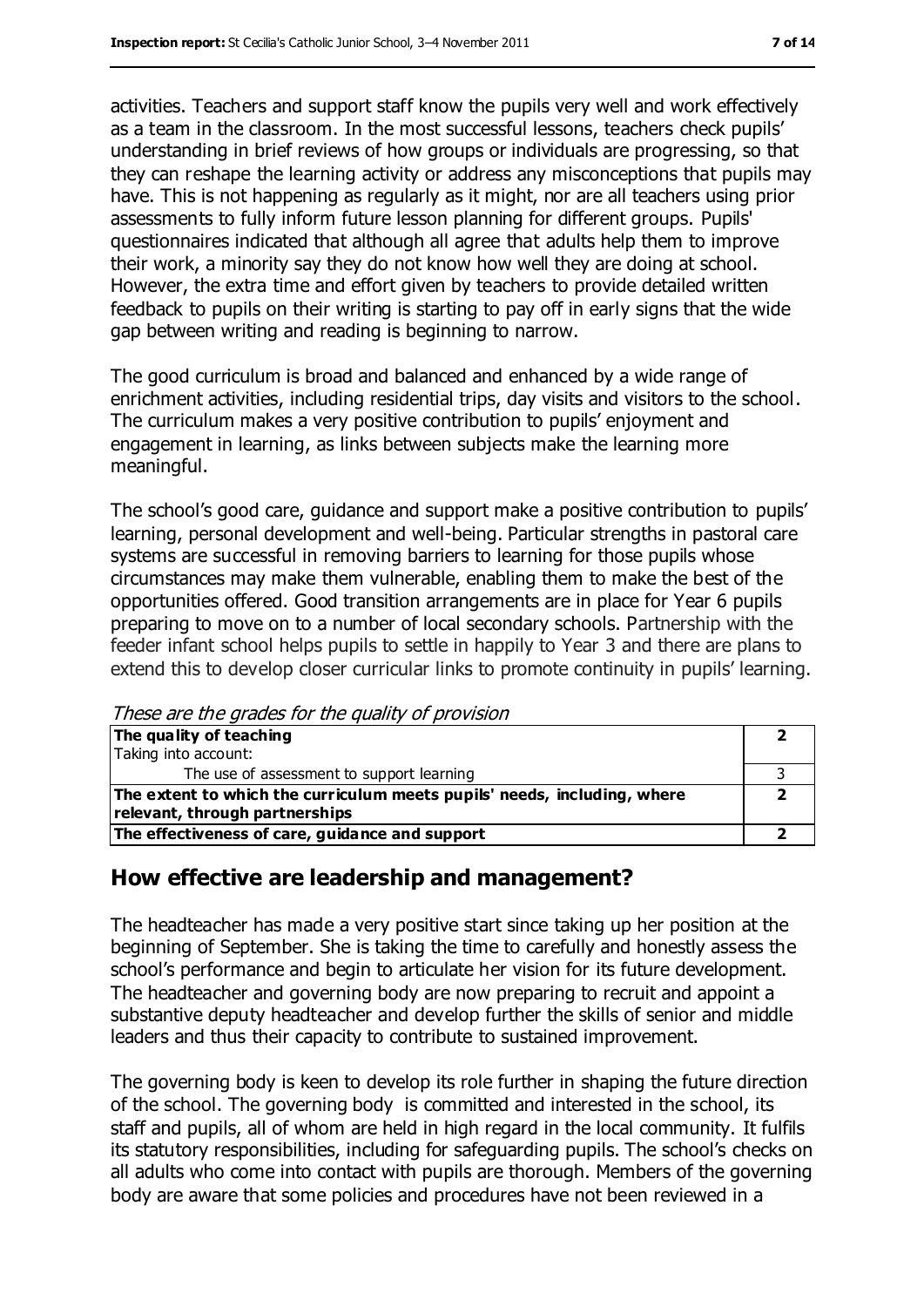activities. Teachers and support staff know the pupils very well and work effectively as a team in the classroom. In the most successful lessons, teachers check pupils' understanding in brief reviews of how groups or individuals are progressing, so that they can reshape the learning activity or address any misconceptions that pupils may have. This is not happening as regularly as it might, nor are all teachers using prior assessments to fully inform future lesson planning for different groups. Pupils' questionnaires indicated that although all agree that adults help them to improve their work, a minority say they do not know how well they are doing at school. However, the extra time and effort given by teachers to provide detailed written feedback to pupils on their writing is starting to pay off in early signs that the wide gap between writing and reading is beginning to narrow.

The good curriculum is broad and balanced and enhanced by a wide range of enrichment activities, including residential trips, day visits and visitors to the school. The curriculum makes a very positive contribution to pupils' enjoyment and engagement in learning, as links between subjects make the learning more meaningful.

The school's good care, guidance and support make a positive contribution to pupils' learning, personal development and well-being. Particular strengths in pastoral care systems are successful in removing barriers to learning for those pupils whose circumstances may make them vulnerable, enabling them to make the best of the opportunities offered. Good transition arrangements are in place for Year 6 pupils preparing to move on to a number of local secondary schools. Partnership with the feeder infant school helps pupils to settle in happily to Year 3 and there are plans to extend this to develop closer curricular links to promote continuity in pupils' learning.

*These are the grades for the quality of provision*

| | |
|---|---|
| **The quality of teaching** | **2** |
| Taking into account: | |
| The use of assessment to support learning | 3 |
| **The extent to which the curriculum meets pupils' needs, including, where relevant, through partnerships** | **2** |
| **The effectiveness of care, guidance and support** | **2** |

## How effective are leadership and management?

The headteacher has made a very positive start since taking up her position at the beginning of September. She is taking the time to carefully and honestly assess the school's performance and begin to articulate her vision for its future development. The headteacher and governing body are now preparing to recruit and appoint a substantive deputy headteacher and develop further the skills of senior and middle leaders and thus their capacity to contribute to sustained improvement.

The governing body is keen to develop its role further in shaping the future direction of the school. The governing body is committed and interested in the school, its staff and pupils, all of whom are held in high regard in the local community. It fulfils its statutory responsibilities, including for safeguarding pupils. The school's checks on all adults who come into contact with pupils are thorough. Members of the governing body are aware that some policies and procedures have not been reviewed in a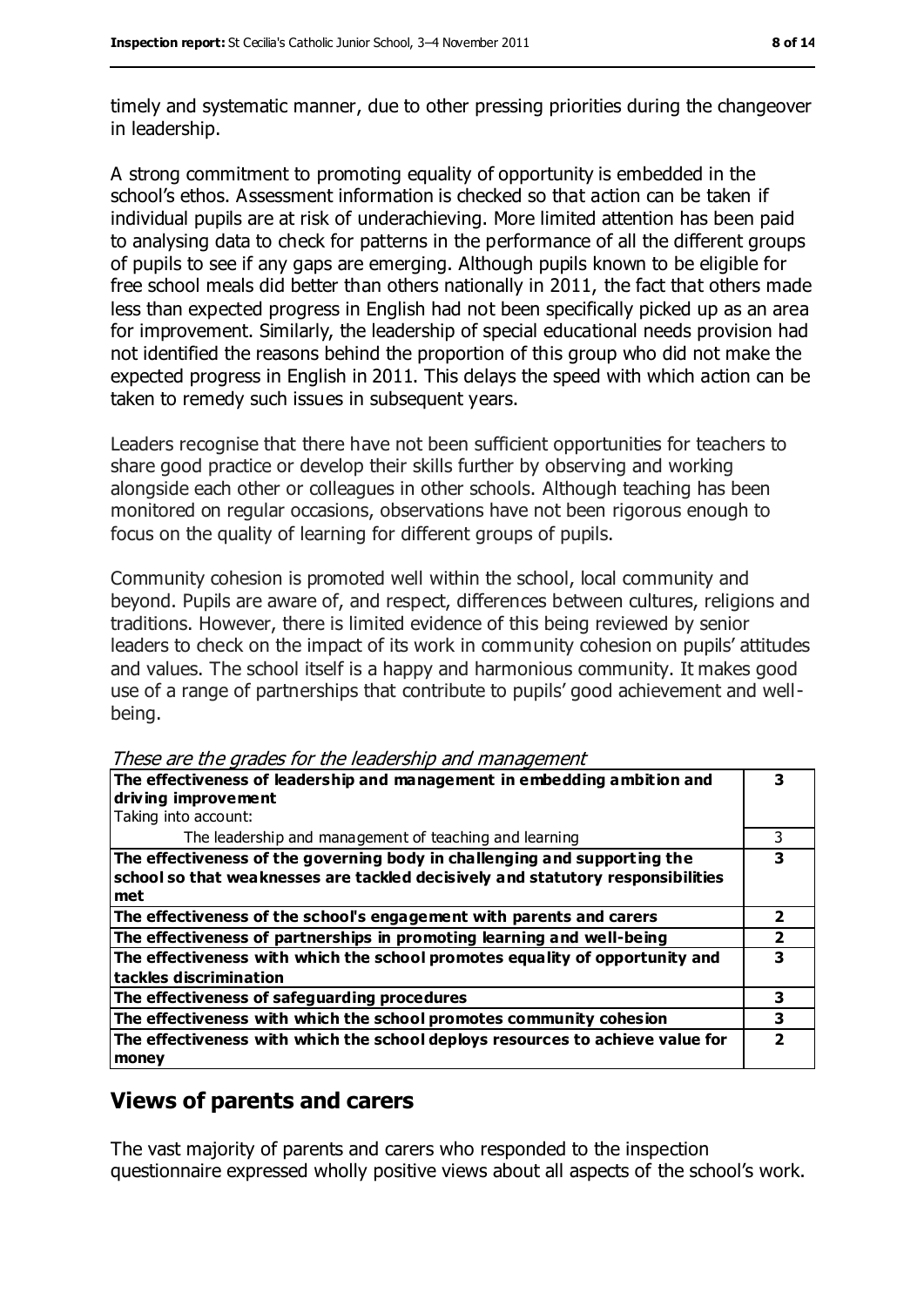timely and systematic manner, due to other pressing priorities during the changeover in leadership.

A strong commitment to promoting equality of opportunity is embedded in the school's ethos. Assessment information is checked so that action can be taken if individual pupils are at risk of underachieving. More limited attention has been paid to analysing data to check for patterns in the performance of all the different groups of pupils to see if any gaps are emerging. Although pupils known to be eligible for free school meals did better than others nationally in 2011, the fact that others made less than expected progress in English had not been specifically picked up as an area for improvement. Similarly, the leadership of special educational needs provision had not identified the reasons behind the proportion of this group who did not make the expected progress in English in 2011. This delays the speed with which action can be taken to remedy such issues in subsequent years.

Leaders recognise that there have not been sufficient opportunities for teachers to share good practice or develop their skills further by observing and working alongside each other or colleagues in other schools. Although teaching has been monitored on regular occasions, observations have not been rigorous enough to focus on the quality of learning for different groups of pupils.

Community cohesion is promoted well within the school, local community and beyond. Pupils are aware of, and respect, differences between cultures, religions and traditions. However, there is limited evidence of this being reviewed by senior leaders to check on the impact of its work in community cohesion on pupils' attitudes and values. The school itself is a happy and harmonious community. It makes good use of a range of partnerships that contribute to pupils' good achievement and well-being.

*These are the grades for the leadership and management*

| | |
|---|---|
| **The effectiveness of leadership and management in embedding ambition and driving improvement**<br>Taking into account: | **3** |
| The leadership and management of teaching and learning | 3 |
| **The effectiveness of the governing body in challenging and supporting the school so that weaknesses are tackled decisively and statutory responsibilities met** | **3** |
| **The effectiveness of the school's engagement with parents and carers** | **2** |
| **The effectiveness of partnerships in promoting learning and well-being** | **2** |
| **The effectiveness with which the school promotes equality of opportunity and tackles discrimination** | **3** |
| **The effectiveness of safeguarding procedures** | **3** |
| **The effectiveness with which the school promotes community cohesion** | **3** |
| **The effectiveness with which the school deploys resources to achieve value for money** | **2** |

## Views of parents and carers

The vast majority of parents and carers who responded to the inspection questionnaire expressed wholly positive views about all aspects of the school's work.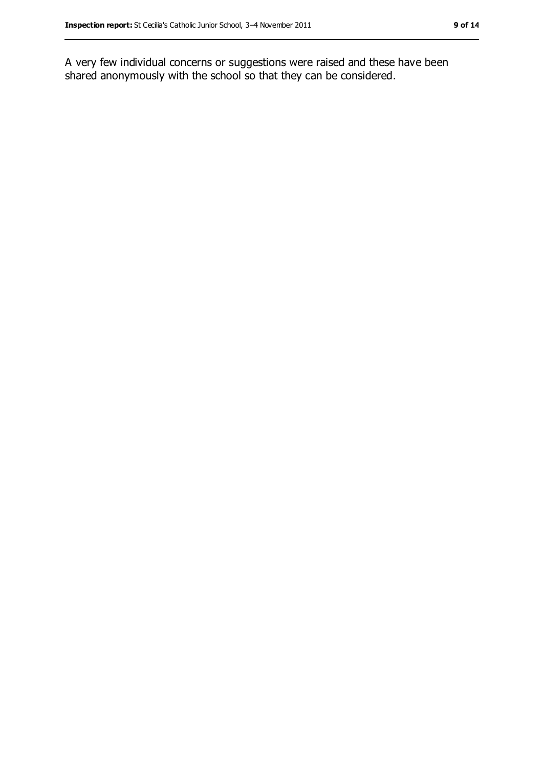A very few individual concerns or suggestions were raised and these have been shared anonymously with the school so that they can be considered.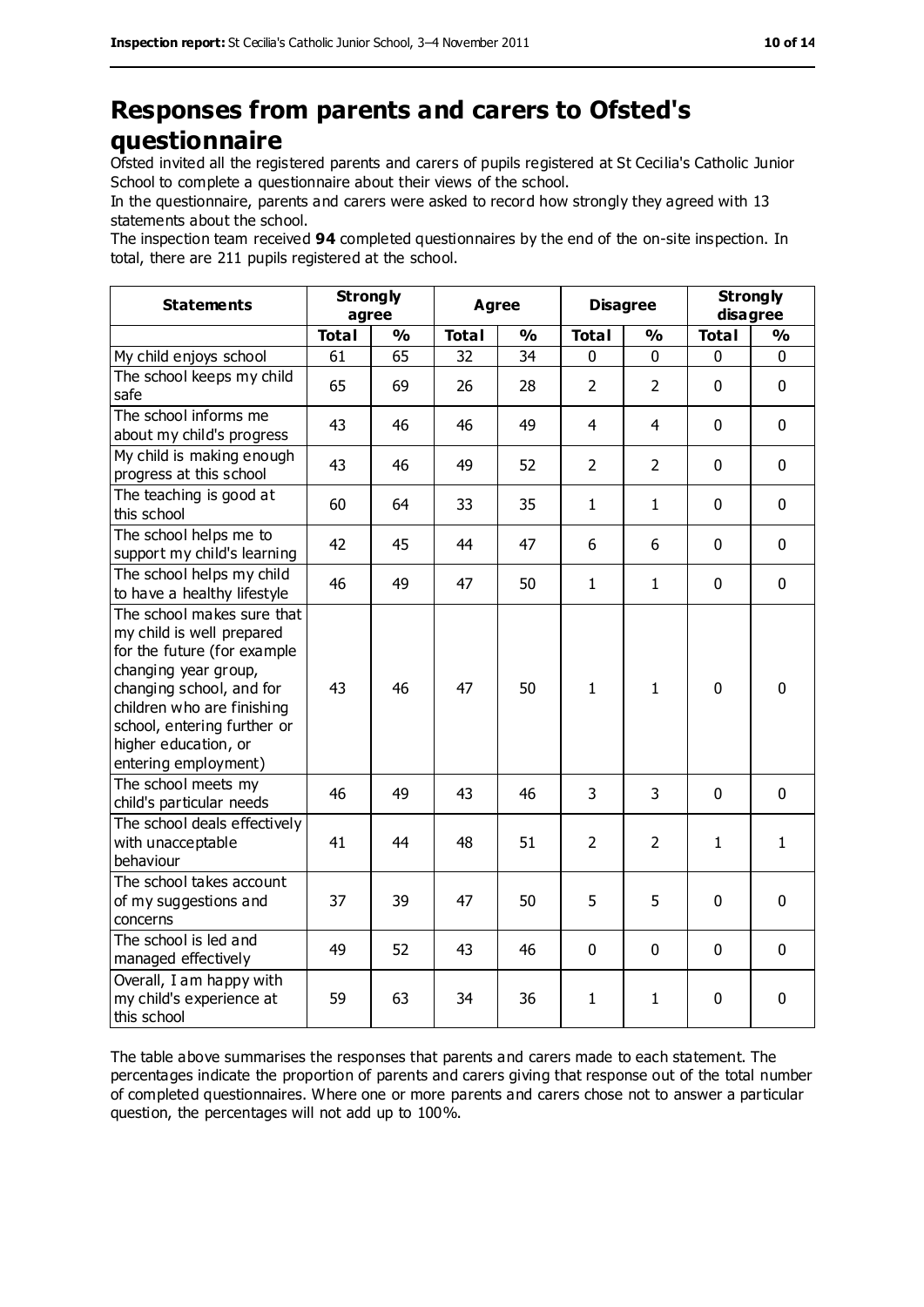# Responses from parents and carers to Ofsted's questionnaire

Ofsted invited all the registered parents and carers of pupils registered at St Cecilia's Catholic Junior School to complete a questionnaire about their views of the school.

In the questionnaire, parents and carers were asked to record how strongly they agreed with 13 statements about the school.

The inspection team received **94** completed questionnaires by the end of the on-site inspection. In total, there are 211 pupils registered at the school.

| Statements | Strongly agree | | Agree | | Disagree | | Strongly disagree | |
|---|---|---|---|---|---|---|---|---|
| | **Total** | **%** | **Total** | **%** | **Total** | **%** | **Total** | **%** |
| My child enjoys school | 61 | 65 | 32 | 34 | 0 | 0 | 0 | 0 |
| The school keeps my child safe | 65 | 69 | 26 | 28 | 2 | 2 | 0 | 0 |
| The school informs me about my child's progress | 43 | 46 | 46 | 49 | 4 | 4 | 0 | 0 |
| My child is making enough progress at this school | 43 | 46 | 49 | 52 | 2 | 2 | 0 | 0 |
| The teaching is good at this school | 60 | 64 | 33 | 35 | 1 | 1 | 0 | 0 |
| The school helps me to support my child's learning | 42 | 45 | 44 | 47 | 6 | 6 | 0 | 0 |
| The school helps my child to have a healthy lifestyle | 46 | 49 | 47 | 50 | 1 | 1 | 0 | 0 |
| The school makes sure that my child is well prepared for the future (for example changing year group, changing school, and for children who are finishing school, entering further or higher education, or entering employment) | 43 | 46 | 47 | 50 | 1 | 1 | 0 | 0 |
| The school meets my child's particular needs | 46 | 49 | 43 | 46 | 3 | 3 | 0 | 0 |
| The school deals effectively with unacceptable behaviour | 41 | 44 | 48 | 51 | 2 | 2 | 1 | 1 |
| The school takes account of my suggestions and concerns | 37 | 39 | 47 | 50 | 5 | 5 | 0 | 0 |
| The school is led and managed effectively | 49 | 52 | 43 | 46 | 0 | 0 | 0 | 0 |
| Overall, I am happy with my child's experience at this school | 59 | 63 | 34 | 36 | 1 | 1 | 0 | 0 |

The table above summarises the responses that parents and carers made to each statement. The percentages indicate the proportion of parents and carers giving that response out of the total number of completed questionnaires. Where one or more parents and carers chose not to answer a particular question, the percentages will not add up to 100%.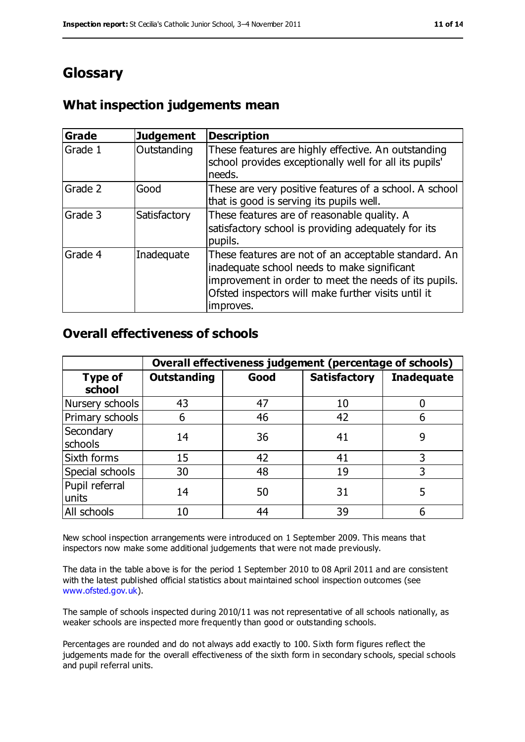# Glossary

## What inspection judgements mean

| Grade | Judgement | Description |
| --- | --- | --- |
| Grade 1 | Outstanding | These features are highly effective. An outstanding school provides exceptionally well for all its pupils' needs. |
| Grade 2 | Good | These are very positive features of a school. A school that is good is serving its pupils well. |
| Grade 3 | Satisfactory | These features are of reasonable quality. A satisfactory school is providing adequately for its pupils. |
| Grade 4 | Inadequate | These features are not of an acceptable standard. An inadequate school needs to make significant improvement in order to meet the needs of its pupils. Ofsted inspectors will make further visits until it improves. |

## Overall effectiveness of schools

| | Overall effectiveness judgement (percentage of schools) | | | |
| --- | --- | --- | --- | --- |
| **Type of school** | **Outstanding** | **Good** | **Satisfactory** | **Inadequate** |
| Nursery schools | 43 | 47 | 10 | 0 |
| Primary schools | 6 | 46 | 42 | 6 |
| Secondary schools | 14 | 36 | 41 | 9 |
| Sixth forms | 15 | 42 | 41 | 3 |
| Special schools | 30 | 48 | 19 | 3 |
| Pupil referral units | 14 | 50 | 31 | 5 |
| All schools | 10 | 44 | 39 | 6 |

New school inspection arrangements were introduced on 1 September 2009. This means that inspectors now make some additional judgements that were not made previously.

The data in the table above is for the period 1 September 2010 to 08 April 2011 and are consistent with the latest published official statistics about maintained school inspection outcomes (see www.ofsted.gov.uk).

The sample of schools inspected during 2010/11 was not representative of all schools nationally, as weaker schools are inspected more frequently than good or outstanding schools.

Percentages are rounded and do not always add exactly to 100. Sixth form figures reflect the judgements made for the overall effectiveness of the sixth form in secondary schools, special schools and pupil referral units.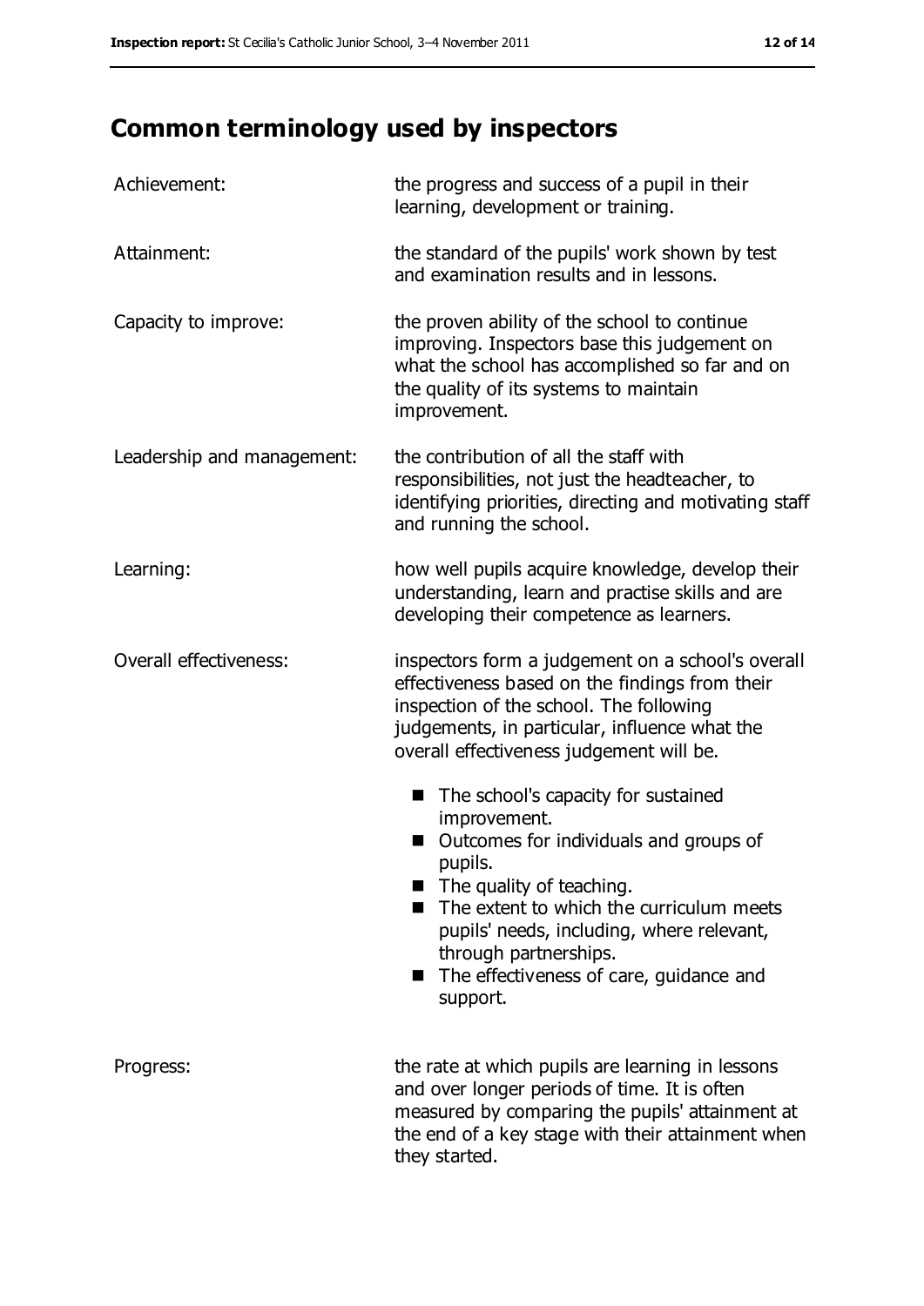## Common terminology used by inspectors

| | |
|---|---|
| Achievement: | the progress and success of a pupil in their learning, development or training. |
| Attainment: | the standard of the pupils' work shown by test and examination results and in lessons. |
| Capacity to improve: | the proven ability of the school to continue improving. Inspectors base this judgement on what the school has accomplished so far and on the quality of its systems to maintain improvement. |
| Leadership and management: | the contribution of all the staff with responsibilities, not just the headteacher, to identifying priorities, directing and motivating staff and running the school. |
| Learning: | how well pupils acquire knowledge, develop their understanding, learn and practise skills and are developing their competence as learners. |
| Overall effectiveness: | inspectors form a judgement on a school's overall effectiveness based on the findings from their inspection of the school. The following judgements, in particular, influence what the overall effectiveness judgement will be.<br>■ The school's capacity for sustained improvement.<br>■ Outcomes for individuals and groups of pupils.<br>■ The quality of teaching.<br>■ The extent to which the curriculum meets pupils' needs, including, where relevant, through partnerships.<br>■ The effectiveness of care, guidance and support. |
| Progress: | the rate at which pupils are learning in lessons and over longer periods of time. It is often measured by comparing the pupils' attainment at the end of a key stage with their attainment when they started. |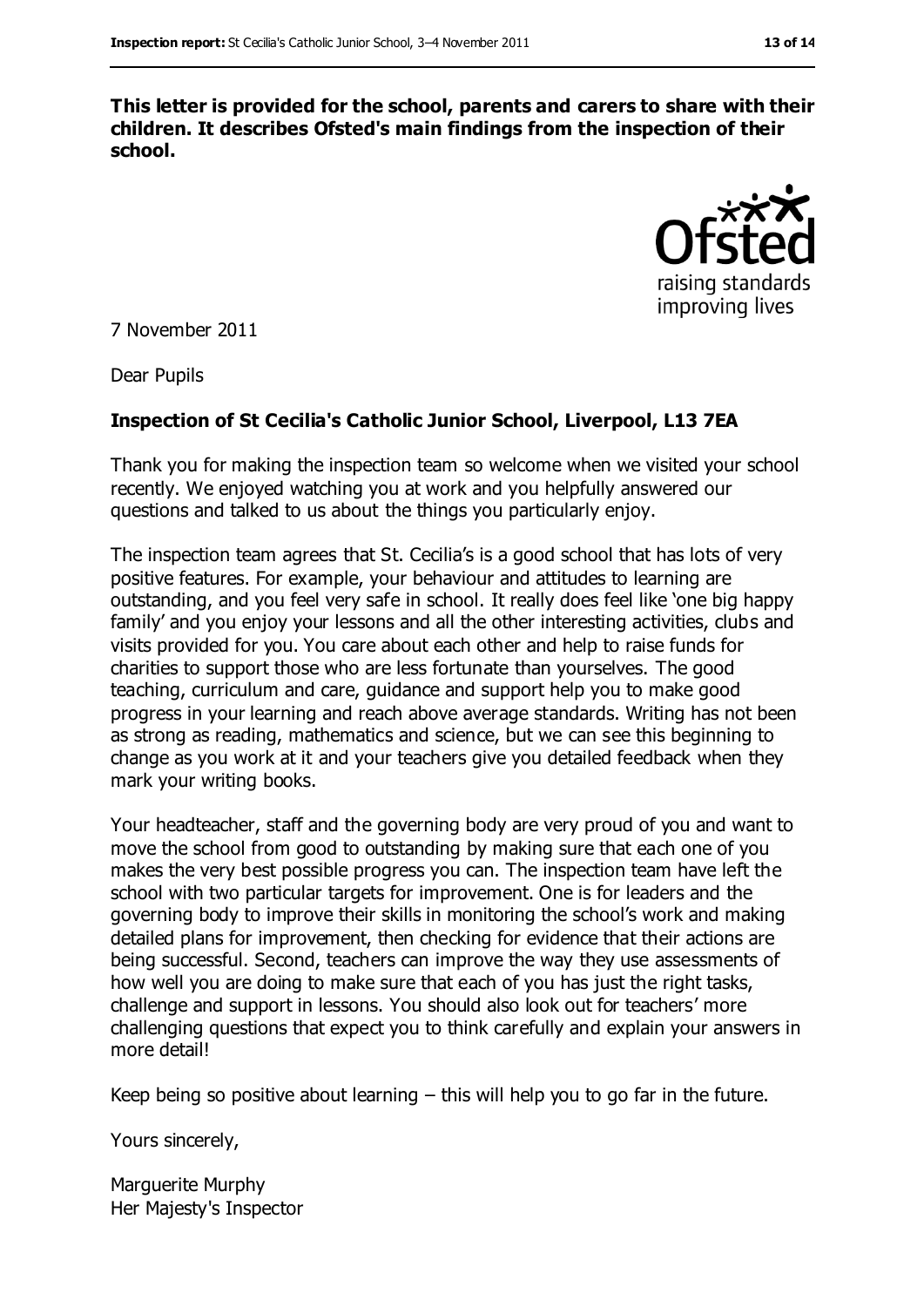**This letter is provided for the school, parents and carers to share with their children. It describes Ofsted's main findings from the inspection of their school.**

7 November 2011

Dear Pupils

**Inspection of St Cecilia's Catholic Junior School, Liverpool, L13 7EA**

Thank you for making the inspection team so welcome when we visited your school recently. We enjoyed watching you at work and you helpfully answered our questions and talked to us about the things you particularly enjoy.

The inspection team agrees that St. Cecilia's is a good school that has lots of very positive features. For example, your behaviour and attitudes to learning are outstanding, and you feel very safe in school. It really does feel like 'one big happy family' and you enjoy your lessons and all the other interesting activities, clubs and visits provided for you. You care about each other and help to raise funds for charities to support those who are less fortunate than yourselves. The good teaching, curriculum and care, guidance and support help you to make good progress in your learning and reach above average standards. Writing has not been as strong as reading, mathematics and science, but we can see this beginning to change as you work at it and your teachers give you detailed feedback when they mark your writing books.

Your headteacher, staff and the governing body are very proud of you and want to move the school from good to outstanding by making sure that each one of you makes the very best possible progress you can. The inspection team have left the school with two particular targets for improvement. One is for leaders and the governing body to improve their skills in monitoring the school's work and making detailed plans for improvement, then checking for evidence that their actions are being successful. Second, teachers can improve the way they use assessments of how well you are doing to make sure that each of you has just the right tasks, challenge and support in lessons. You should also look out for teachers' more challenging questions that expect you to think carefully and explain your answers in more detail!

Keep being so positive about learning – this will help you to go far in the future.

Yours sincerely,

Marguerite Murphy
Her Majesty's Inspector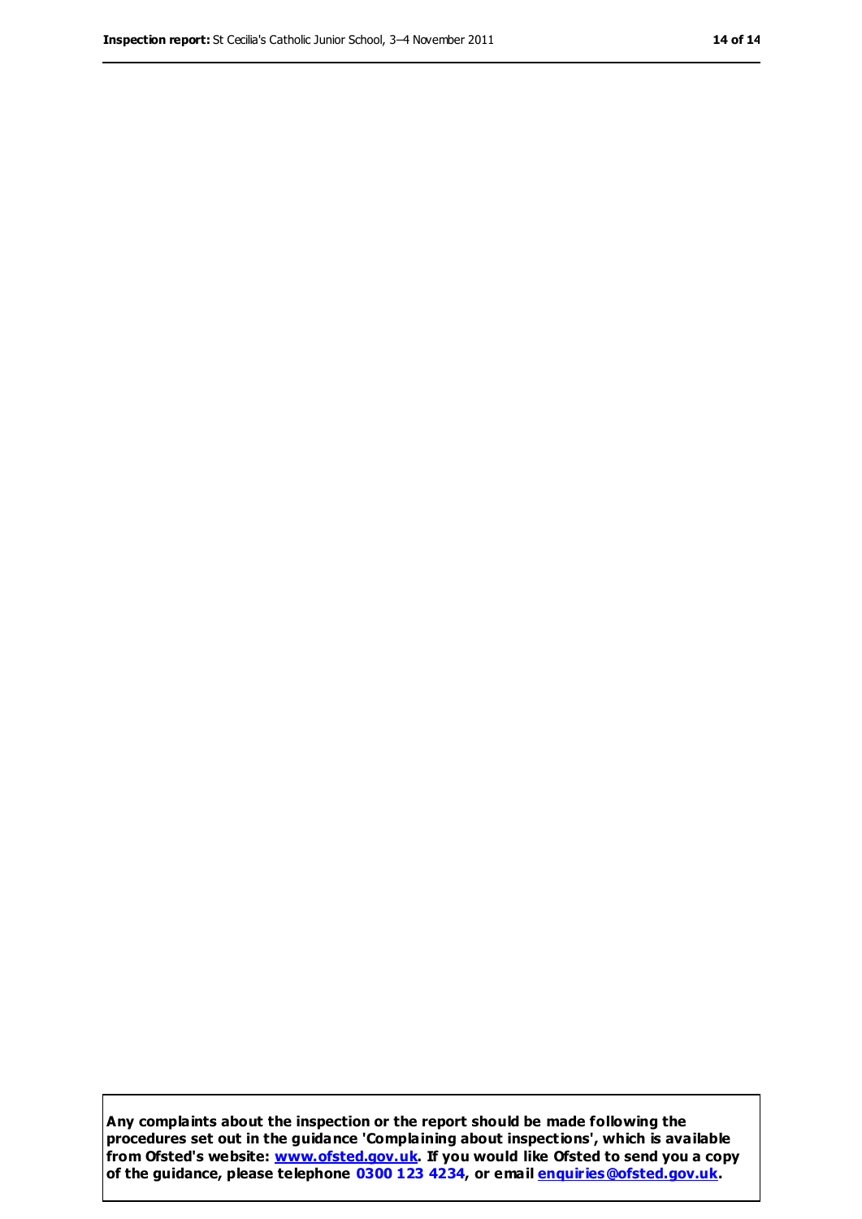**Any complaints about the inspection or the report should be made following the procedures set out in the guidance 'Complaining about inspections', which is available from Ofsted's website: www.ofsted.gov.uk. If you would like Ofsted to send you a copy of the guidance, please telephone 0300 123 4234, or email enquiries@ofsted.gov.uk.**